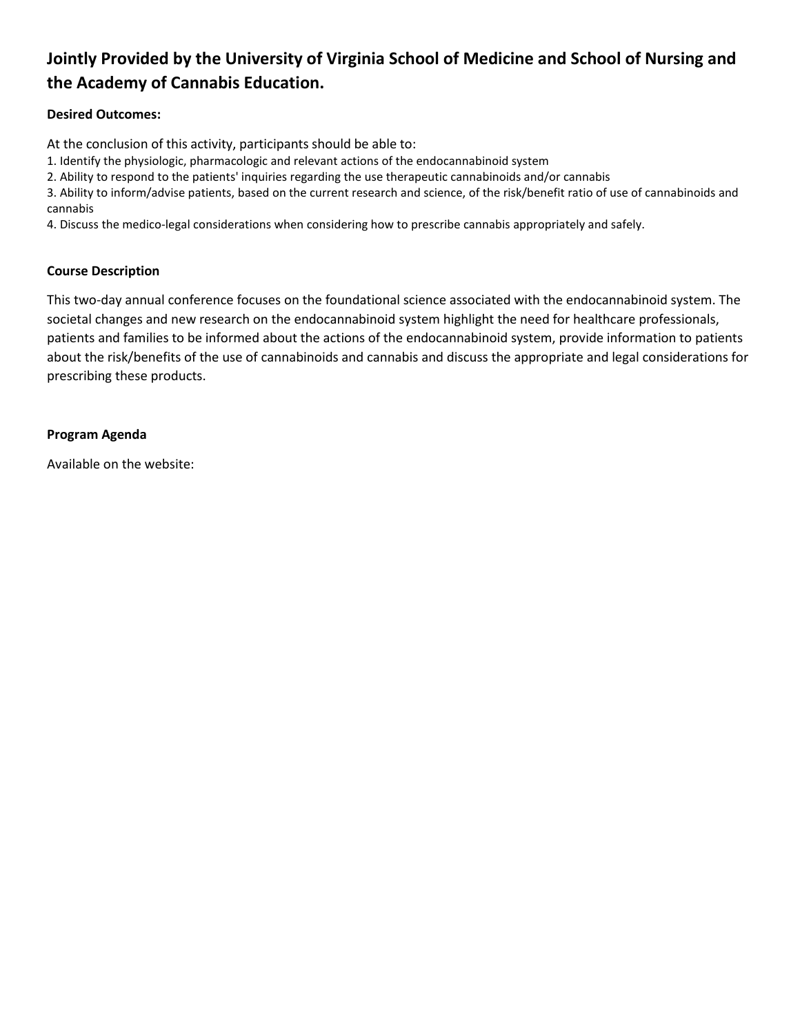## Jointly Provided by the University of Virginia School of Medicine and School of Nursing and the Academy of Cannabis Education.

**Desired Outcomes:**

At the conclusion of this activity, participants should be able to:

1. Identify the physiologic, pharmacologic and relevant actions of the endocannabinoid system
2. Ability to respond to the patients' inquiries regarding the use therapeutic cannabinoids and/or cannabis
3. Ability to inform/advise patients, based on the current research and science, of the risk/benefit ratio of use of cannabinoids and cannabis
4. Discuss the medico-legal considerations when considering how to prescribe cannabis appropriately and safely.

**Course Description**

This two-day annual conference focuses on the foundational science associated with the endocannabinoid system. The societal changes and new research on the endocannabinoid system highlight the need for healthcare professionals, patients and families to be informed about the actions of the endocannabinoid system, provide information to patients about the risk/benefits of the use of cannabinoids and cannabis and discuss the appropriate and legal considerations for prescribing these products.

**Program Agenda**

Available on the website: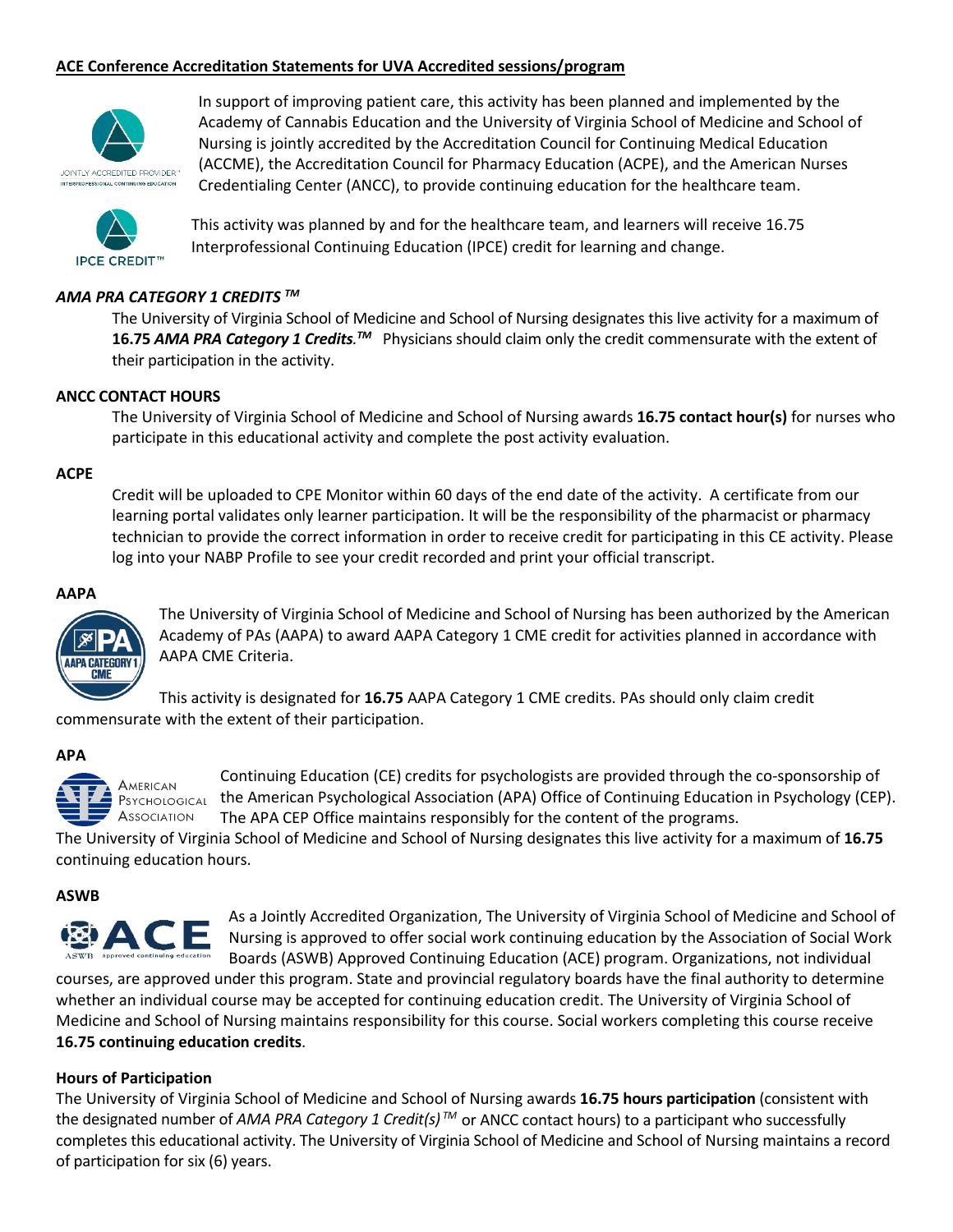## ACE Conference Accreditation Statements for UVA Accredited sessions/program

In support of improving patient care, this activity has been planned and implemented by the Academy of Cannabis Education and the University of Virginia School of Medicine and School of Nursing is jointly accredited by the Accreditation Council for Continuing Medical Education (ACCME), the Accreditation Council for Pharmacy Education (ACPE), and the American Nurses Credentialing Center (ANCC), to provide continuing education for the healthcare team.

This activity was planned by and for the healthcare team, and learners will receive 16.75 Interprofessional Continuing Education (IPCE) credit for learning and change.

### *AMA PRA CATEGORY 1 CREDITS ™*

The University of Virginia School of Medicine and School of Nursing designates this live activity for a maximum of **16.75** ***AMA PRA Category 1 Credits.™*** Physicians should claim only the credit commensurate with the extent of their participation in the activity.

### ANCC CONTACT HOURS

The University of Virginia School of Medicine and School of Nursing awards **16.75 contact hour(s)** for nurses who participate in this educational activity and complete the post activity evaluation.

### ACPE

Credit will be uploaded to CPE Monitor within 60 days of the end date of the activity. A certificate from our learning portal validates only learner participation. It will be the responsibility of the pharmacist or pharmacy technician to provide the correct information in order to receive credit for participating in this CE activity. Please log into your NABP Profile to see your credit recorded and print your official transcript.

### AAPA

The University of Virginia School of Medicine and School of Nursing has been authorized by the American Academy of PAs (AAPA) to award AAPA Category 1 CME credit for activities planned in accordance with AAPA CME Criteria.

This activity is designated for **16.75** AAPA Category 1 CME credits. PAs should only claim credit commensurate with the extent of their participation.

### APA

Continuing Education (CE) credits for psychologists are provided through the co-sponsorship of the American Psychological Association (APA) Office of Continuing Education in Psychology (CEP). The APA CEP Office maintains responsibly for the content of the programs.

The University of Virginia School of Medicine and School of Nursing designates this live activity for a maximum of **16.75** continuing education hours.

### ASWB

As a Jointly Accredited Organization, The University of Virginia School of Medicine and School of Nursing is approved to offer social work continuing education by the Association of Social Work Boards (ASWB) Approved Continuing Education (ACE) program. Organizations, not individual courses, are approved under this program. State and provincial regulatory boards have the final authority to determine whether an individual course may be accepted for continuing education credit. The University of Virginia School of Medicine and School of Nursing maintains responsibility for this course. Social workers completing this course receive **16.75 continuing education credits**.

### Hours of Participation

The University of Virginia School of Medicine and School of Nursing awards **16.75 hours participation** (consistent with the designated number of *AMA PRA Category 1 Credit(s)™* or ANCC contact hours) to a participant who successfully completes this educational activity. The University of Virginia School of Medicine and School of Nursing maintains a record of participation for six (6) years.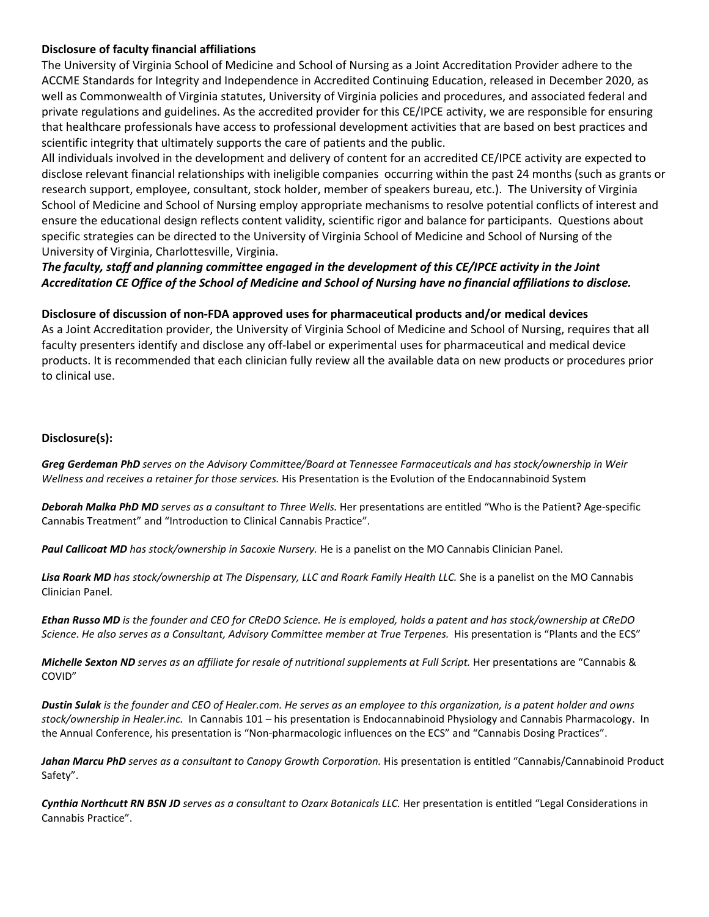**Disclosure of faculty financial affiliations**

The University of Virginia School of Medicine and School of Nursing as a Joint Accreditation Provider adhere to the ACCME Standards for Integrity and Independence in Accredited Continuing Education, released in December 2020, as well as Commonwealth of Virginia statutes, University of Virginia policies and procedures, and associated federal and private regulations and guidelines. As the accredited provider for this CE/IPCE activity, we are responsible for ensuring that healthcare professionals have access to professional development activities that are based on best practices and scientific integrity that ultimately supports the care of patients and the public.

All individuals involved in the development and delivery of content for an accredited CE/IPCE activity are expected to disclose relevant financial relationships with ineligible companies occurring within the past 24 months (such as grants or research support, employee, consultant, stock holder, member of speakers bureau, etc.). The University of Virginia School of Medicine and School of Nursing employ appropriate mechanisms to resolve potential conflicts of interest and ensure the educational design reflects content validity, scientific rigor and balance for participants. Questions about specific strategies can be directed to the University of Virginia School of Medicine and School of Nursing of the University of Virginia, Charlottesville, Virginia.

***The faculty, staff and planning committee engaged in the development of this CE/IPCE activity in the Joint Accreditation CE Office of the School of Medicine and School of Nursing have no financial affiliations to disclose.***

**Disclosure of discussion of non-FDA approved uses for pharmaceutical products and/or medical devices**

As a Joint Accreditation provider, the University of Virginia School of Medicine and School of Nursing, requires that all faculty presenters identify and disclose any off-label or experimental uses for pharmaceutical and medical device products. It is recommended that each clinician fully review all the available data on new products or procedures prior to clinical use.

**Disclosure(s):**

***Greg Gerdeman PhD*** *serves on the Advisory Committee/Board at Tennessee Farmaceuticals and has stock/ownership in Weir Wellness and receives a retainer for those services.* His Presentation is the Evolution of the Endocannabinoid System

***Deborah Malka PhD MD*** *serves as a consultant to Three Wells.* Her presentations are entitled "Who is the Patient? Age-specific Cannabis Treatment" and "Introduction to Clinical Cannabis Practice".

***Paul Callicoat MD*** *has stock/ownership in Sacoxie Nursery.* He is a panelist on the MO Cannabis Clinician Panel.

***Lisa Roark MD*** *has stock/ownership at The Dispensary, LLC and Roark Family Health LLC.* She is a panelist on the MO Cannabis Clinician Panel.

***Ethan Russo MD*** *is the founder and CEO for CReDO Science. He is employed, holds a patent and has stock/ownership at CReDO Science. He also serves as a Consultant, Advisory Committee member at True Terpenes.* His presentation is "Plants and the ECS"

***Michelle Sexton ND*** *serves as an affiliate for resale of nutritional supplements at Full Script.* Her presentations are "Cannabis & COVID"

***Dustin Sulak*** *is the founder and CEO of Healer.com. He serves as an employee to this organization, is a patent holder and owns stock/ownership in Healer.inc.* In Cannabis 101 – his presentation is Endocannabinoid Physiology and Cannabis Pharmacology. In the Annual Conference, his presentation is "Non-pharmacologic influences on the ECS" and "Cannabis Dosing Practices".

***Jahan Marcu PhD*** *serves as a consultant to Canopy Growth Corporation.* His presentation is entitled "Cannabis/Cannabinoid Product Safety".

***Cynthia Northcutt RN BSN JD*** *serves as a consultant to Ozarx Botanicals LLC.* Her presentation is entitled "Legal Considerations in Cannabis Practice".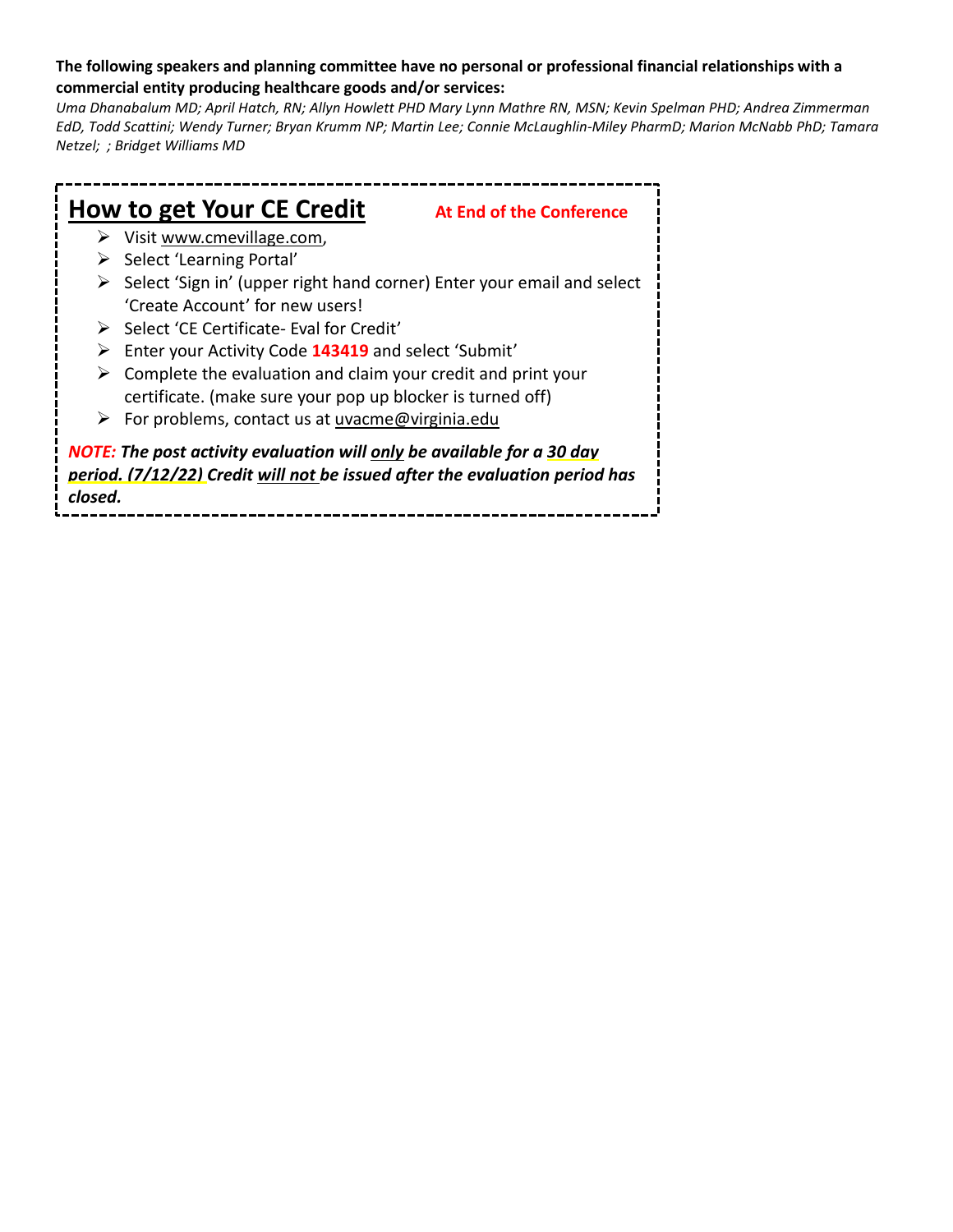**The following speakers and planning committee have no personal or professional financial relationships with a commercial entity producing healthcare goods and/or services:**

*Uma Dhanabalum MD; April Hatch, RN; Allyn Howlett PHD Mary Lynn Mathre RN, MSN; Kevin Spelman PHD; Andrea Zimmerman EdD, Todd Scattini; Wendy Turner; Bryan Krumm NP; Martin Lee; Connie McLaughlin-Miley PharmD; Marion McNabb PhD; Tamara Netzel; ; Bridget Williams MD*

## How to get Your CE Credit

**At End of the Conference**

- Visit www.cmevillage.com,
- Select 'Learning Portal'
- Select 'Sign in' (upper right hand corner) Enter your email and select 'Create Account' for new users!
- Select 'CE Certificate- Eval for Credit'
- Enter your Activity Code **143419** and select 'Submit'
- Complete the evaluation and claim your credit and print your certificate. (make sure your pop up blocker is turned off)
- For problems, contact us at uvacme@virginia.edu

***NOTE:* *The post activity evaluation will only be available for a 30 day period. (7/12/22) Credit will not be issued after the evaluation period has closed.***